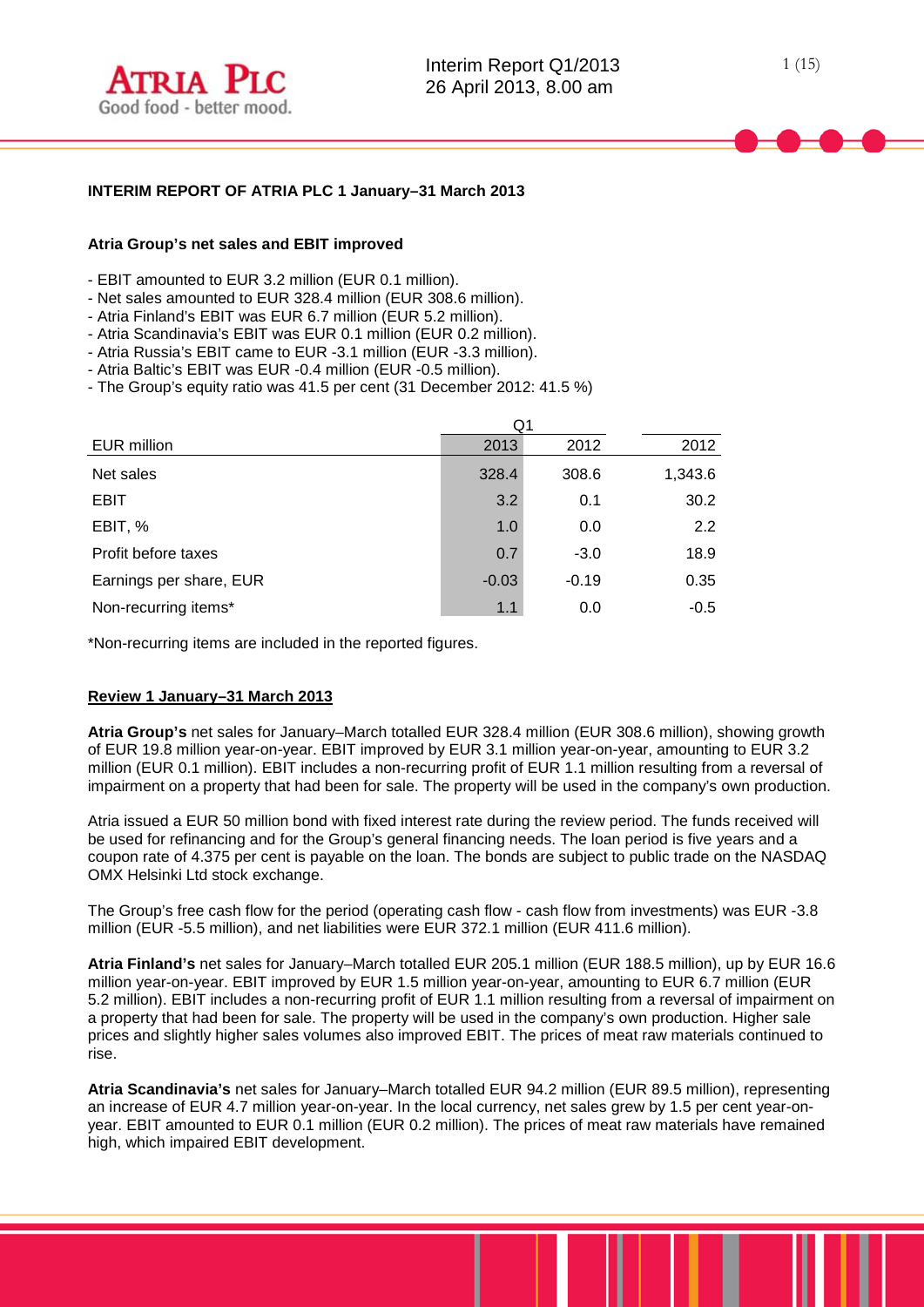## INTERIM REPORT OF ATRIA PLC 1 January–31 March 2013

### Atria Group's net sales and EBIT improved

- EBIT amounted to EUR 3.2 million (EUR 0.1 million).
- Net sales amounted to EUR 328.4 million (EUR 308.6 million).
- Atria Finland's EBIT was EUR 6.7 million (EUR 5.2 million).
- Atria Scandinavia's EBIT was EUR 0.1 million (EUR 0.2 million).
- Atria Russia's EBIT came to EUR -3.1 million (EUR -3.3 million).
- Atria Baltic's EBIT was EUR -0.4 million (EUR -0.5 million).
- The Group's equity ratio was 41.5 per cent (31 December 2012: 41.5 %)

| | Q1 | | |
|---|---|---|---|
| EUR million | 2013 | 2012 | 2012 |
| Net sales | 328.4 | 308.6 | 1,343.6 |
| EBIT | 3.2 | 0.1 | 30.2 |
| EBIT, % | 1.0 | 0.0 | 2.2 |
| Profit before taxes | 0.7 | -3.0 | 18.9 |
| Earnings per share, EUR | -0.03 | -0.19 | 0.35 |
| Non-recurring items* | 1.1 | 0.0 | -0.5 |

*Non-recurring items are included in the reported figures.

### Review 1 January–31 March 2013

**Atria Group's** net sales for January–March totalled EUR 328.4 million (EUR 308.6 million), showing growth of EUR 19.8 million year-on-year. EBIT improved by EUR 3.1 million year-on-year, amounting to EUR 3.2 million (EUR 0.1 million). EBIT includes a non-recurring profit of EUR 1.1 million resulting from a reversal of impairment on a property that had been for sale. The property will be used in the company's own production.

Atria issued a EUR 50 million bond with fixed interest rate during the review period. The funds received will be used for refinancing and for the Group's general financing needs. The loan period is five years and a coupon rate of 4.375 per cent is payable on the loan. The bonds are subject to public trade on the NASDAQ OMX Helsinki Ltd stock exchange.

The Group's free cash flow for the period (operating cash flow - cash flow from investments) was EUR -3.8 million (EUR -5.5 million), and net liabilities were EUR 372.1 million (EUR 411.6 million).

**Atria Finland's** net sales for January–March totalled EUR 205.1 million (EUR 188.5 million), up by EUR 16.6 million year-on-year. EBIT improved by EUR 1.5 million year-on-year, amounting to EUR 6.7 million (EUR 5.2 million). EBIT includes a non-recurring profit of EUR 1.1 million resulting from a reversal of impairment on a property that had been for sale. The property will be used in the company's own production. Higher sale prices and slightly higher sales volumes also improved EBIT. The prices of meat raw materials continued to rise.

**Atria Scandinavia's** net sales for January–March totalled EUR 94.2 million (EUR 89.5 million), representing an increase of EUR 4.7 million year-on-year. In the local currency, net sales grew by 1.5 per cent year-on-year. EBIT amounted to EUR 0.1 million (EUR 0.2 million). The prices of meat raw materials have remained high, which impaired EBIT development.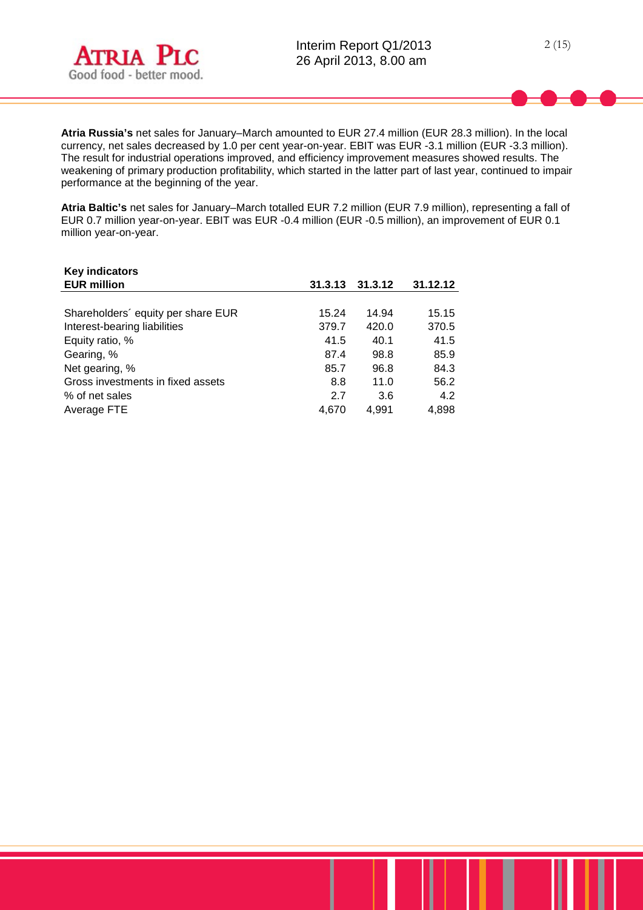**Atria Russia's** net sales for January–March amounted to EUR 27.4 million (EUR 28.3 million). In the local currency, net sales decreased by 1.0 per cent year-on-year. EBIT was EUR -3.1 million (EUR -3.3 million). The result for industrial operations improved, and efficiency improvement measures showed results. The weakening of primary production profitability, which started in the latter part of last year, continued to impair performance at the beginning of the year.

**Atria Baltic's** net sales for January–March totalled EUR 7.2 million (EUR 7.9 million), representing a fall of EUR 0.7 million year-on-year. EBIT was EUR -0.4 million (EUR -0.5 million), an improvement of EUR 0.1 million year-on-year.

**Key indicators**

| EUR million | 31.3.13 | 31.3.12 | 31.12.12 |
|---|---|---|---|
| Shareholders´ equity per share EUR | 15.24 | 14.94 | 15.15 |
| Interest-bearing liabilities | 379.7 | 420.0 | 370.5 |
| Equity ratio, % | 41.5 | 40.1 | 41.5 |
| Gearing, % | 87.4 | 98.8 | 85.9 |
| Net gearing, % | 85.7 | 96.8 | 84.3 |
| Gross investments in fixed assets | 8.8 | 11.0 | 56.2 |
| % of net sales | 2.7 | 3.6 | 4.2 |
| Average FTE | 4,670 | 4,991 | 4,898 |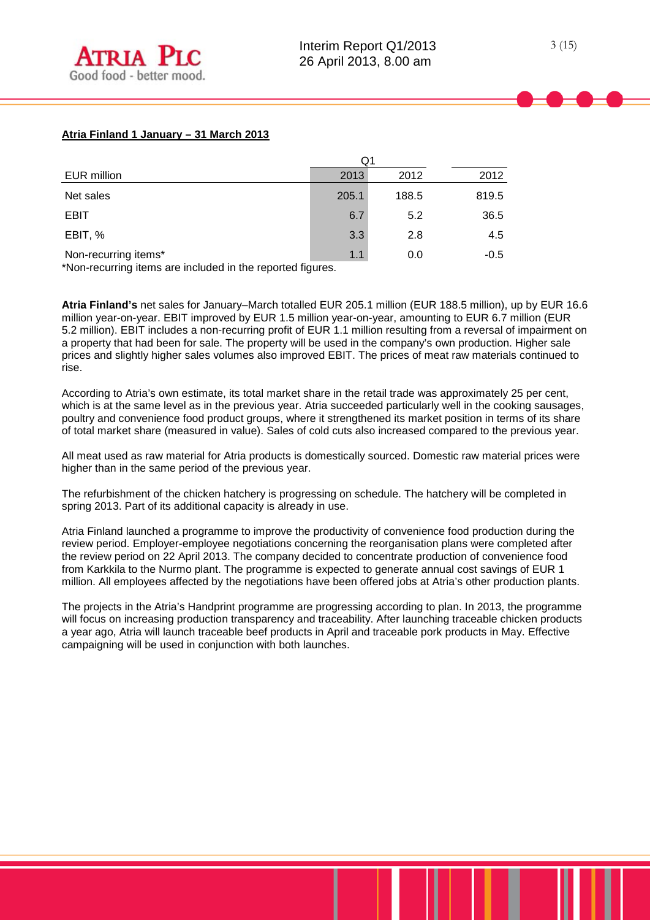**Atria Finland 1 January – 31 March 2013**

| | Q1 | | |
|---|---|---|---|
| EUR million | 2013 | 2012 | 2012 |
| Net sales | 205.1 | 188.5 | 819.5 |
| EBIT | 6.7 | 5.2 | 36.5 |
| EBIT, % | 3.3 | 2.8 | 4.5 |
| Non-recurring items* | 1.1 | 0.0 | -0.5 |

*Non-recurring items are included in the reported figures.

**Atria Finland's** net sales for January–March totalled EUR 205.1 million (EUR 188.5 million), up by EUR 16.6 million year-on-year. EBIT improved by EUR 1.5 million year-on-year, amounting to EUR 6.7 million (EUR 5.2 million). EBIT includes a non-recurring profit of EUR 1.1 million resulting from a reversal of impairment on a property that had been for sale. The property will be used in the company's own production. Higher sale prices and slightly higher sales volumes also improved EBIT. The prices of meat raw materials continued to rise.

According to Atria's own estimate, its total market share in the retail trade was approximately 25 per cent, which is at the same level as in the previous year. Atria succeeded particularly well in the cooking sausages, poultry and convenience food product groups, where it strengthened its market position in terms of its share of total market share (measured in value). Sales of cold cuts also increased compared to the previous year.

All meat used as raw material for Atria products is domestically sourced. Domestic raw material prices were higher than in the same period of the previous year.

The refurbishment of the chicken hatchery is progressing on schedule. The hatchery will be completed in spring 2013. Part of its additional capacity is already in use.

Atria Finland launched a programme to improve the productivity of convenience food production during the review period. Employer-employee negotiations concerning the reorganisation plans were completed after the review period on 22 April 2013. The company decided to concentrate production of convenience food from Karkkila to the Nurmo plant. The programme is expected to generate annual cost savings of EUR 1 million. All employees affected by the negotiations have been offered jobs at Atria's other production plants.

The projects in the Atria's Handprint programme are progressing according to plan. In 2013, the programme will focus on increasing production transparency and traceability. After launching traceable chicken products a year ago, Atria will launch traceable beef products in April and traceable pork products in May. Effective campaigning will be used in conjunction with both launches.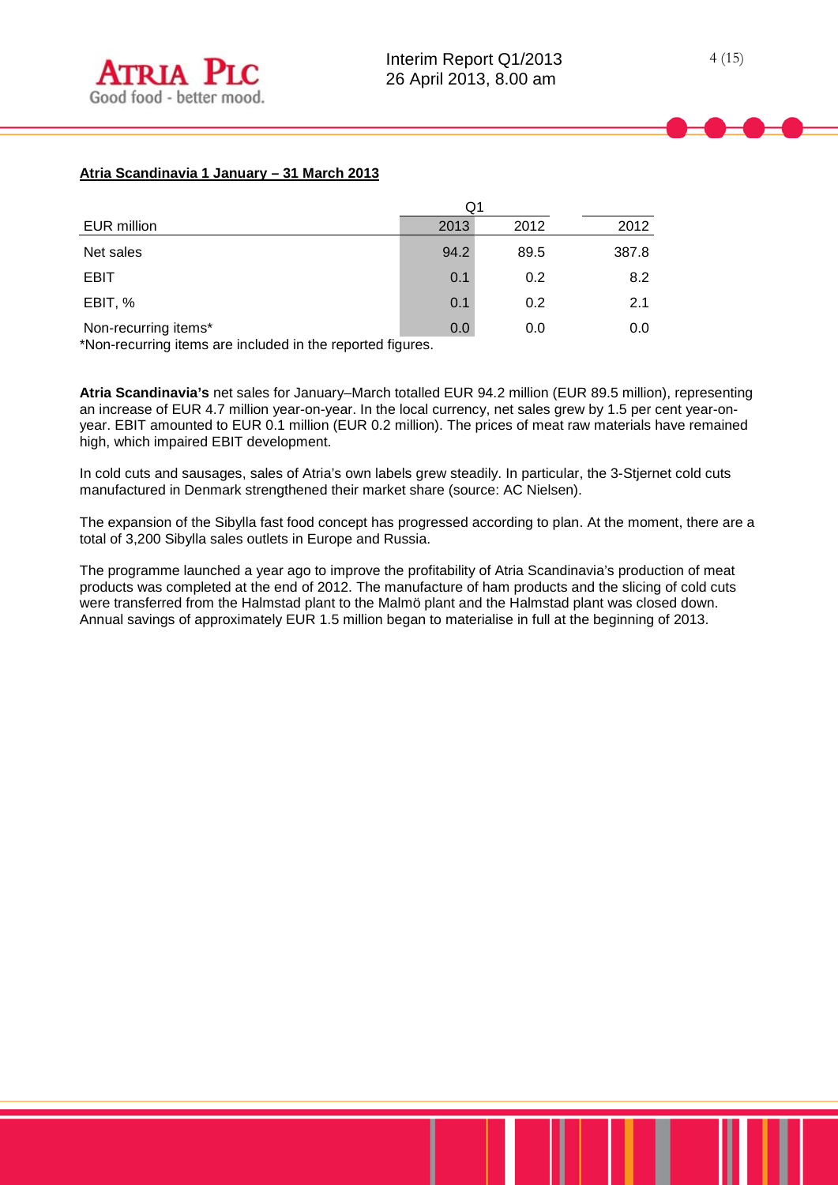**Atria Scandinavia 1 January – 31 March 2013**

| | Q1 | | |
|---|---|---|---|
| EUR million | 2013 | 2012 | 2012 |
| Net sales | 94.2 | 89.5 | 387.8 |
| EBIT | 0.1 | 0.2 | 8.2 |
| EBIT, % | 0.1 | 0.2 | 2.1 |
| Non-recurring items* | 0.0 | 0.0 | 0.0 |

*Non-recurring items are included in the reported figures.

**Atria Scandinavia's** net sales for January–March totalled EUR 94.2 million (EUR 89.5 million), representing an increase of EUR 4.7 million year-on-year. In the local currency, net sales grew by 1.5 per cent year-on-year. EBIT amounted to EUR 0.1 million (EUR 0.2 million). The prices of meat raw materials have remained high, which impaired EBIT development.

In cold cuts and sausages, sales of Atria's own labels grew steadily. In particular, the 3-Stjernet cold cuts manufactured in Denmark strengthened their market share (source: AC Nielsen).

The expansion of the Sibylla fast food concept has progressed according to plan. At the moment, there are a total of 3,200 Sibylla sales outlets in Europe and Russia.

The programme launched a year ago to improve the profitability of Atria Scandinavia's production of meat products was completed at the end of 2012. The manufacture of ham products and the slicing of cold cuts were transferred from the Halmstad plant to the Malmö plant and the Halmstad plant was closed down. Annual savings of approximately EUR 1.5 million began to materialise in full at the beginning of 2013.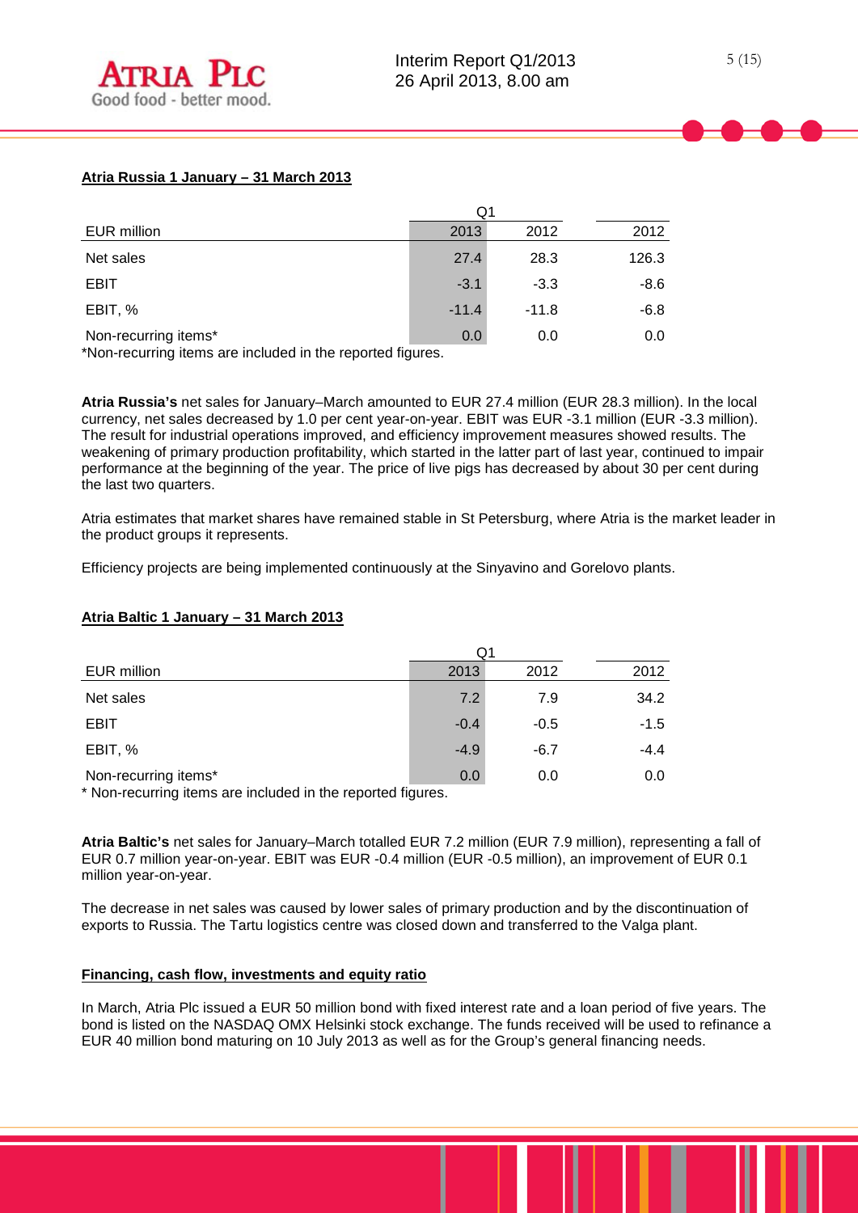**Atria Russia 1 January – 31 March 2013**

| EUR million | Q1 2013 | Q1 2012 | 2012 |
|---|---|---|---|
| Net sales | 27.4 | 28.3 | 126.3 |
| EBIT | -3.1 | -3.3 | -8.6 |
| EBIT, % | -11.4 | -11.8 | -6.8 |
| Non-recurring items* | 0.0 | 0.0 | 0.0 |

*Non-recurring items are included in the reported figures.

**Atria Russia's** net sales for January–March amounted to EUR 27.4 million (EUR 28.3 million). In the local currency, net sales decreased by 1.0 per cent year-on-year. EBIT was EUR -3.1 million (EUR -3.3 million). The result for industrial operations improved, and efficiency improvement measures showed results. The weakening of primary production profitability, which started in the latter part of last year, continued to impair performance at the beginning of the year. The price of live pigs has decreased by about 30 per cent during the last two quarters.

Atria estimates that market shares have remained stable in St Petersburg, where Atria is the market leader in the product groups it represents.

Efficiency projects are being implemented continuously at the Sinyavino and Gorelovo plants.

**Atria Baltic 1 January – 31 March 2013**

| EUR million | Q1 2013 | Q1 2012 | 2012 |
|---|---|---|---|
| Net sales | 7.2 | 7.9 | 34.2 |
| EBIT | -0.4 | -0.5 | -1.5 |
| EBIT, % | -4.9 | -6.7 | -4.4 |
| Non-recurring items* | 0.0 | 0.0 | 0.0 |

* Non-recurring items are included in the reported figures.

**Atria Baltic's** net sales for January–March totalled EUR 7.2 million (EUR 7.9 million), representing a fall of EUR 0.7 million year-on-year. EBIT was EUR -0.4 million (EUR -0.5 million), an improvement of EUR 0.1 million year-on-year.

The decrease in net sales was caused by lower sales of primary production and by the discontinuation of exports to Russia. The Tartu logistics centre was closed down and transferred to the Valga plant.

**Financing, cash flow, investments and equity ratio**

In March, Atria Plc issued a EUR 50 million bond with fixed interest rate and a loan period of five years. The bond is listed on the NASDAQ OMX Helsinki stock exchange. The funds received will be used to refinance a EUR 40 million bond maturing on 10 July 2013 as well as for the Group's general financing needs.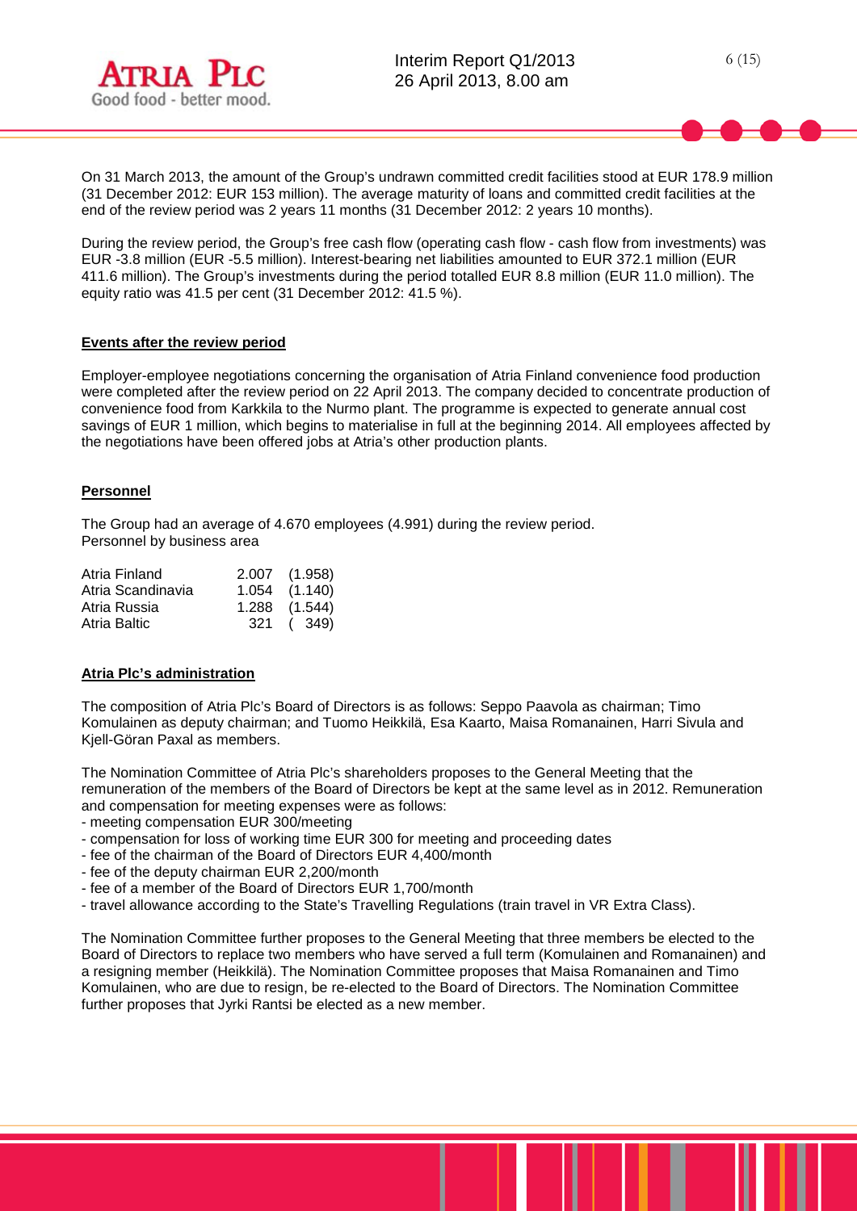On 31 March 2013, the amount of the Group's undrawn committed credit facilities stood at EUR 178.9 million (31 December 2012: EUR 153 million). The average maturity of loans and committed credit facilities at the end of the review period was 2 years 11 months (31 December 2012: 2 years 10 months).

During the review period, the Group's free cash flow (operating cash flow - cash flow from investments) was EUR -3.8 million (EUR -5.5 million). Interest-bearing net liabilities amounted to EUR 372.1 million (EUR 411.6 million). The Group's investments during the period totalled EUR 8.8 million (EUR 11.0 million). The equity ratio was 41.5 per cent (31 December 2012: 41.5 %).

## Events after the review period

Employer-employee negotiations concerning the organisation of Atria Finland convenience food production were completed after the review period on 22 April 2013. The company decided to concentrate production of convenience food from Karkkila to the Nurmo plant. The programme is expected to generate annual cost savings of EUR 1 million, which begins to materialise in full at the beginning 2014. All employees affected by the negotiations have been offered jobs at Atria's other production plants.

## Personnel

The Group had an average of 4.670 employees (4.991) during the review period.
Personnel by business area

| | | |
|---|---|---|
| Atria Finland | 2.007 | (1.958) |
| Atria Scandinavia | 1.054 | (1.140) |
| Atria Russia | 1.288 | (1.544) |
| Atria Baltic | 321 | ( 349) |

## Atria Plc's administration

The composition of Atria Plc's Board of Directors is as follows: Seppo Paavola as chairman; Timo Komulainen as deputy chairman; and Tuomo Heikkilä, Esa Kaarto, Maisa Romanainen, Harri Sivula and Kjell-Göran Paxal as members.

The Nomination Committee of Atria Plc's shareholders proposes to the General Meeting that the remuneration of the members of the Board of Directors be kept at the same level as in 2012. Remuneration and compensation for meeting expenses were as follows:

- meeting compensation EUR 300/meeting
- compensation for loss of working time EUR 300 for meeting and proceeding dates
- fee of the chairman of the Board of Directors EUR 4,400/month
- fee of the deputy chairman EUR 2,200/month
- fee of a member of the Board of Directors EUR 1,700/month
- travel allowance according to the State's Travelling Regulations (train travel in VR Extra Class).

The Nomination Committee further proposes to the General Meeting that three members be elected to the Board of Directors to replace two members who have served a full term (Komulainen and Romanainen) and a resigning member (Heikkilä). The Nomination Committee proposes that Maisa Romanainen and Timo Komulainen, who are due to resign, be re-elected to the Board of Directors. The Nomination Committee further proposes that Jyrki Rantsi be elected as a new member.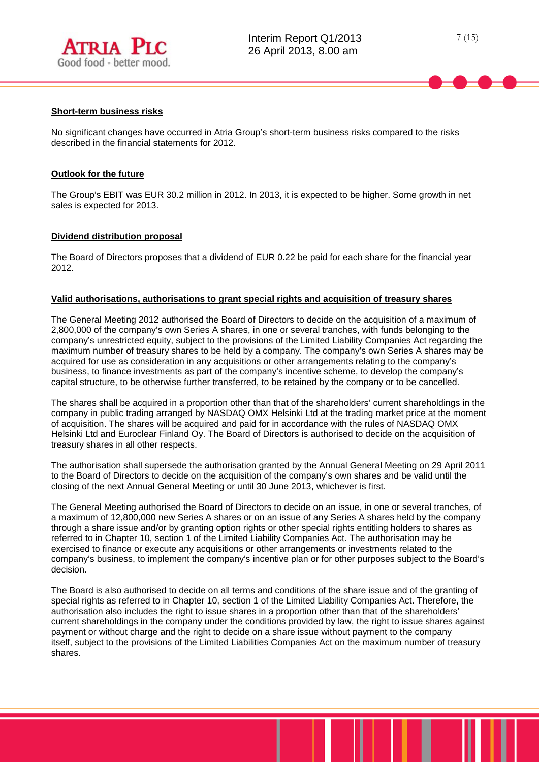## Short-term business risks

No significant changes have occurred in Atria Group's short-term business risks compared to the risks described in the financial statements for 2012.

## Outlook for the future

The Group's EBIT was EUR 30.2 million in 2012. In 2013, it is expected to be higher. Some growth in net sales is expected for 2013.

## Dividend distribution proposal

The Board of Directors proposes that a dividend of EUR 0.22 be paid for each share for the financial year 2012.

## Valid authorisations, authorisations to grant special rights and acquisition of treasury shares

The General Meeting 2012 authorised the Board of Directors to decide on the acquisition of a maximum of 2,800,000 of the company's own Series A shares, in one or several tranches, with funds belonging to the company's unrestricted equity, subject to the provisions of the Limited Liability Companies Act regarding the maximum number of treasury shares to be held by a company. The company's own Series A shares may be acquired for use as consideration in any acquisitions or other arrangements relating to the company's business, to finance investments as part of the company's incentive scheme, to develop the company's capital structure, to be otherwise further transferred, to be retained by the company or to be cancelled.

The shares shall be acquired in a proportion other than that of the shareholders' current shareholdings in the company in public trading arranged by NASDAQ OMX Helsinki Ltd at the trading market price at the moment of acquisition. The shares will be acquired and paid for in accordance with the rules of NASDAQ OMX Helsinki Ltd and Euroclear Finland Oy. The Board of Directors is authorised to decide on the acquisition of treasury shares in all other respects.

The authorisation shall supersede the authorisation granted by the Annual General Meeting on 29 April 2011 to the Board of Directors to decide on the acquisition of the company's own shares and be valid until the closing of the next Annual General Meeting or until 30 June 2013, whichever is first.

The General Meeting authorised the Board of Directors to decide on an issue, in one or several tranches, of a maximum of 12,800,000 new Series A shares or on an issue of any Series A shares held by the company through a share issue and/or by granting option rights or other special rights entitling holders to shares as referred to in Chapter 10, section 1 of the Limited Liability Companies Act. The authorisation may be exercised to finance or execute any acquisitions or other arrangements or investments related to the company's business, to implement the company's incentive plan or for other purposes subject to the Board's decision.

The Board is also authorised to decide on all terms and conditions of the share issue and of the granting of special rights as referred to in Chapter 10, section 1 of the Limited Liability Companies Act. Therefore, the authorisation also includes the right to issue shares in a proportion other than that of the shareholders' current shareholdings in the company under the conditions provided by law, the right to issue shares against payment or without charge and the right to decide on a share issue without payment to the company itself, subject to the provisions of the Limited Liabilities Companies Act on the maximum number of treasury shares.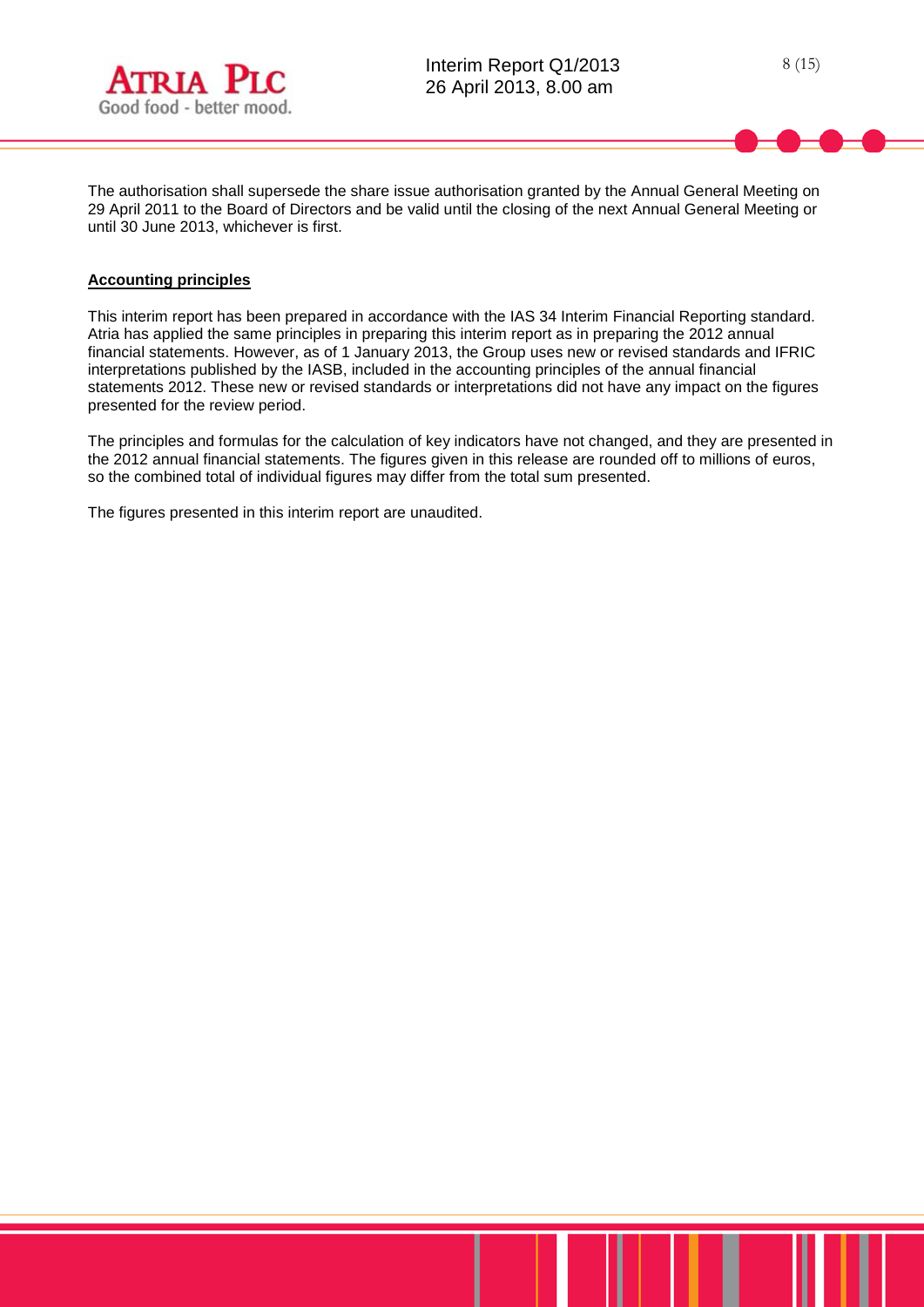The authorisation shall supersede the share issue authorisation granted by the Annual General Meeting on 29 April 2011 to the Board of Directors and be valid until the closing of the next Annual General Meeting or until 30 June 2013, whichever is first.

## Accounting principles

This interim report has been prepared in accordance with the IAS 34 Interim Financial Reporting standard. Atria has applied the same principles in preparing this interim report as in preparing the 2012 annual financial statements. However, as of 1 January 2013, the Group uses new or revised standards and IFRIC interpretations published by the IASB, included in the accounting principles of the annual financial statements 2012. These new or revised standards or interpretations did not have any impact on the figures presented for the review period.

The principles and formulas for the calculation of key indicators have not changed, and they are presented in the 2012 annual financial statements. The figures given in this release are rounded off to millions of euros, so the combined total of individual figures may differ from the total sum presented.

The figures presented in this interim report are unaudited.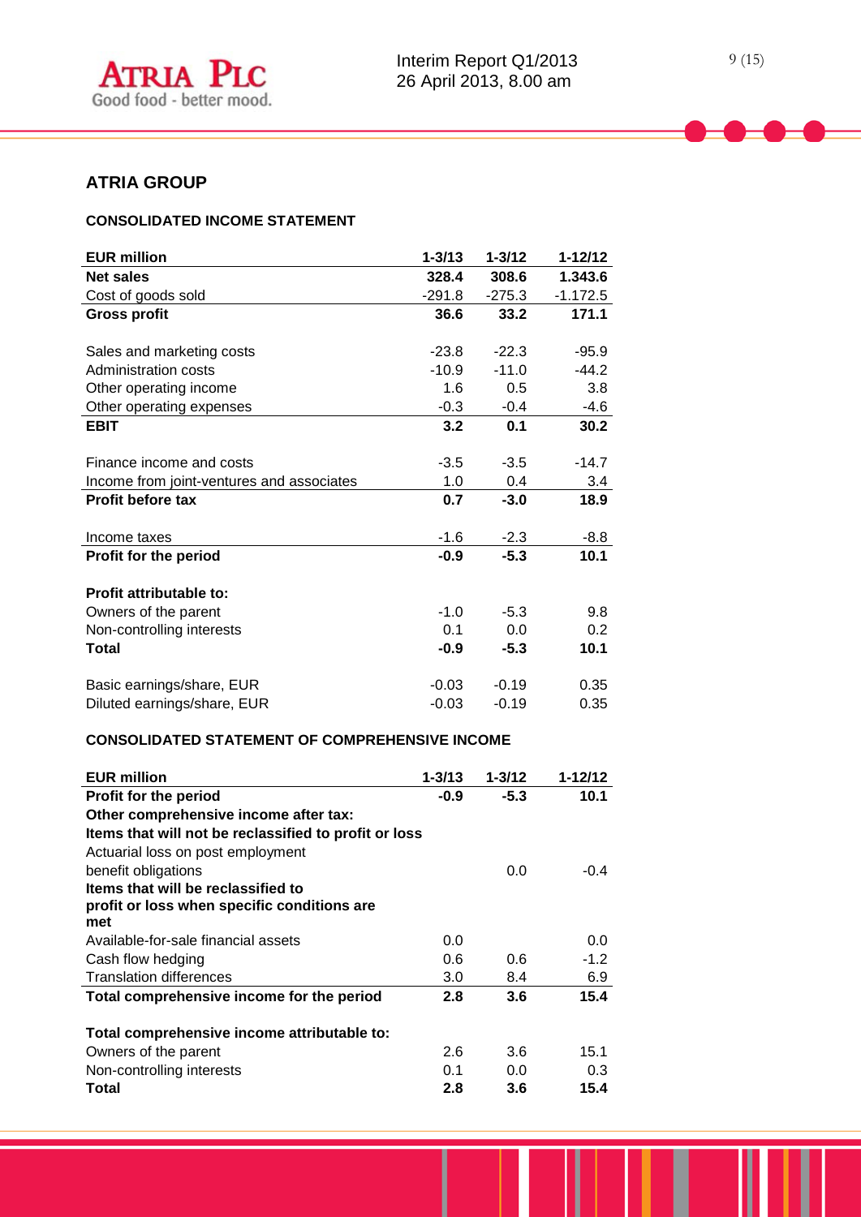## ATRIA GROUP

### CONSOLIDATED INCOME STATEMENT

| EUR million | 1-3/13 | 1-3/12 | 1-12/12 |
|---|---|---|---|
| **Net sales** | **328.4** | **308.6** | **1.343.6** |
| Cost of goods sold | -291.8 | -275.3 | -1.172.5 |
| **Gross profit** | **36.6** | **33.2** | **171.1** |
| | | | |
| Sales and marketing costs | -23.8 | -22.3 | -95.9 |
| Administration costs | -10.9 | -11.0 | -44.2 |
| Other operating income | 1.6 | 0.5 | 3.8 |
| Other operating expenses | -0.3 | -0.4 | -4.6 |
| **EBIT** | **3.2** | **0.1** | **30.2** |
| | | | |
| Finance income and costs | -3.5 | -3.5 | -14.7 |
| Income from joint-ventures and associates | 1.0 | 0.4 | 3.4 |
| **Profit before tax** | **0.7** | **-3.0** | **18.9** |
| | | | |
| Income taxes | -1.6 | -2.3 | -8.8 |
| **Profit for the period** | **-0.9** | **-5.3** | **10.1** |
| | | | |
| **Profit attributable to:** | | | |
| Owners of the parent | -1.0 | -5.3 | 9.8 |
| Non-controlling interests | 0.1 | 0.0 | 0.2 |
| **Total** | **-0.9** | **-5.3** | **10.1** |
| | | | |
| Basic earnings/share, EUR | -0.03 | -0.19 | 0.35 |
| Diluted earnings/share, EUR | -0.03 | -0.19 | 0.35 |

### CONSOLIDATED STATEMENT OF COMPREHENSIVE INCOME

| EUR million | 1-3/13 | 1-3/12 | 1-12/12 |
|---|---|---|---|
| **Profit for the period** | **-0.9** | **-5.3** | **10.1** |
| **Other comprehensive income after tax:** | | | |
| **Items that will not be reclassified to profit or loss** | | | |
| Actuarial loss on post employment benefit obligations | | 0.0 | -0.4 |
| **Items that will be reclassified to profit or loss when specific conditions are met** | | | |
| Available-for-sale financial assets | 0.0 | | 0.0 |
| Cash flow hedging | 0.6 | 0.6 | -1.2 |
| Translation differences | 3.0 | 8.4 | 6.9 |
| **Total comprehensive income for the period** | **2.8** | **3.6** | **15.4** |
| | | | |
| **Total comprehensive income attributable to:** | | | |
| Owners of the parent | 2.6 | 3.6 | 15.1 |
| Non-controlling interests | 0.1 | 0.0 | 0.3 |
| **Total** | **2.8** | **3.6** | **15.4** |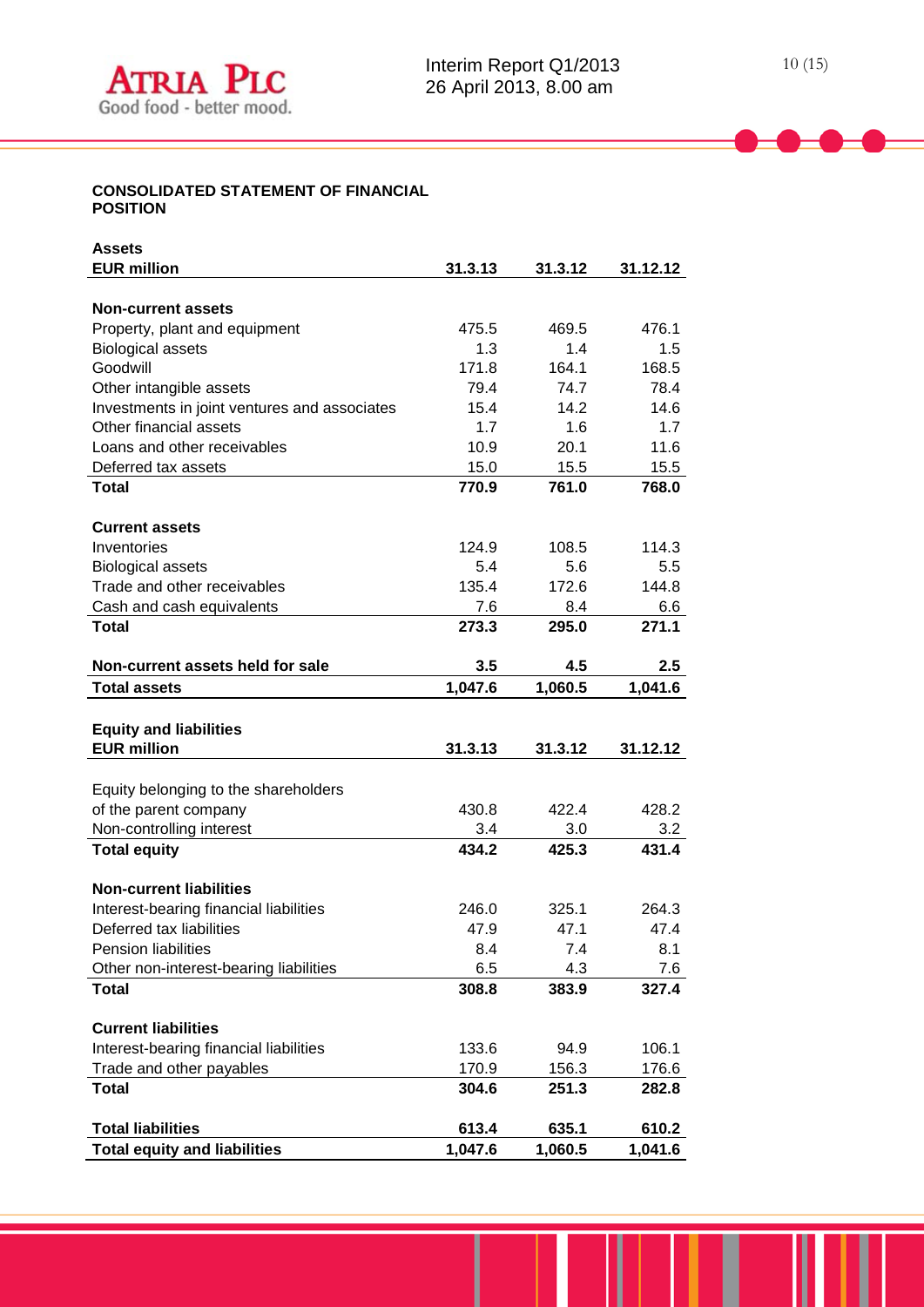## CONSOLIDATED STATEMENT OF FINANCIAL POSITION

**Assets**

| EUR million | 31.3.13 | 31.3.12 | 31.12.12 |
|---|---|---|---|
| **Non-current assets** | | | |
| Property, plant and equipment | 475.5 | 469.5 | 476.1 |
| Biological assets | 1.3 | 1.4 | 1.5 |
| Goodwill | 171.8 | 164.1 | 168.5 |
| Other intangible assets | 79.4 | 74.7 | 78.4 |
| Investments in joint ventures and associates | 15.4 | 14.2 | 14.6 |
| Other financial assets | 1.7 | 1.6 | 1.7 |
| Loans and other receivables | 10.9 | 20.1 | 11.6 |
| Deferred tax assets | 15.0 | 15.5 | 15.5 |
| **Total** | **770.9** | **761.0** | **768.0** |
| **Current assets** | | | |
| Inventories | 124.9 | 108.5 | 114.3 |
| Biological assets | 5.4 | 5.6 | 5.5 |
| Trade and other receivables | 135.4 | 172.6 | 144.8 |
| Cash and cash equivalents | 7.6 | 8.4 | 6.6 |
| **Total** | **273.3** | **295.0** | **271.1** |
| **Non-current assets held for sale** | **3.5** | **4.5** | **2.5** |
| **Total assets** | **1,047.6** | **1,060.5** | **1,041.6** |

**Equity and liabilities**

| EUR million | 31.3.13 | 31.3.12 | 31.12.12 |
|---|---|---|---|
| Equity belonging to the shareholders of the parent company | 430.8 | 422.4 | 428.2 |
| Non-controlling interest | 3.4 | 3.0 | 3.2 |
| **Total equity** | **434.2** | **425.3** | **431.4** |
| **Non-current liabilities** | | | |
| Interest-bearing financial liabilities | 246.0 | 325.1 | 264.3 |
| Deferred tax liabilities | 47.9 | 47.1 | 47.4 |
| Pension liabilities | 8.4 | 7.4 | 8.1 |
| Other non-interest-bearing liabilities | 6.5 | 4.3 | 7.6 |
| **Total** | **308.8** | **383.9** | **327.4** |
| **Current liabilities** | | | |
| Interest-bearing financial liabilities | 133.6 | 94.9 | 106.1 |
| Trade and other payables | 170.9 | 156.3 | 176.6 |
| **Total** | **304.6** | **251.3** | **282.8** |
| **Total liabilities** | **613.4** | **635.1** | **610.2** |
| **Total equity and liabilities** | **1,047.6** | **1,060.5** | **1,041.6** |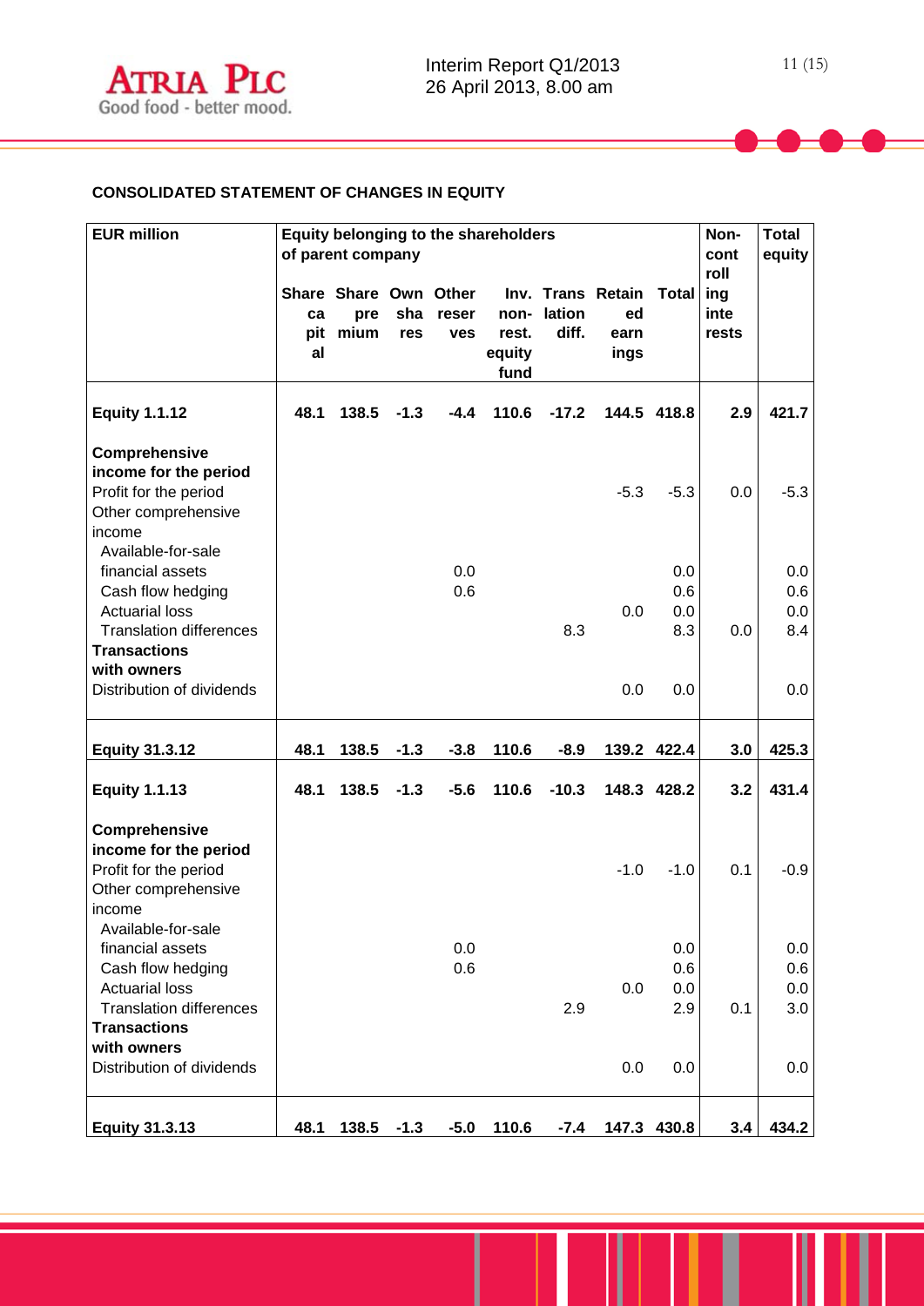**CONSOLIDATED STATEMENT OF CHANGES IN EQUITY**

| EUR million | Equity belonging to the shareholders of parent company | | | | | | | | Non-controlling interests | Total equity |
|---|---|---|---|---|---|---|---|---|---|---|
| | Share capital | Share premium | Own shares | Other reserves | Inv. non-rest. equity fund | Translation diff. | Retained earnings | Total | | |
| **Equity 1.1.12** | **48.1** | **138.5** | **-1.3** | **-4.4** | **110.6** | **-17.2** | **144.5** | **418.8** | **2.9** | **421.7** |
| **Comprehensive income for the period** | | | | | | | | | | |
| Profit for the period | | | | | | | -5.3 | -5.3 | 0.0 | -5.3 |
| Other comprehensive income | | | | | | | | | | |
| Available-for-sale financial assets | | | | 0.0 | | | | 0.0 | | 0.0 |
| Cash flow hedging | | | | 0.6 | | | | 0.6 | | 0.6 |
| Actuarial loss | | | | | | | 0.0 | 0.0 | | 0.0 |
| Translation differences | | | | | | 8.3 | | 8.3 | 0.0 | 8.4 |
| **Transactions with owners** | | | | | | | | | | |
| Distribution of dividends | | | | | | | 0.0 | 0.0 | | 0.0 |
| **Equity 31.3.12** | **48.1** | **138.5** | **-1.3** | **-3.8** | **110.6** | **-8.9** | **139.2** | **422.4** | **3.0** | **425.3** |
| **Equity 1.1.13** | **48.1** | **138.5** | **-1.3** | **-5.6** | **110.6** | **-10.3** | **148.3** | **428.2** | **3.2** | **431.4** |
| **Comprehensive income for the period** | | | | | | | | | | |
| Profit for the period | | | | | | | -1.0 | -1.0 | 0.1 | -0.9 |
| Other comprehensive income | | | | | | | | | | |
| Available-for-sale financial assets | | | | 0.0 | | | | 0.0 | | 0.0 |
| Cash flow hedging | | | | 0.6 | | | | 0.6 | | 0.6 |
| Actuarial loss | | | | | | | 0.0 | 0.0 | | 0.0 |
| Translation differences | | | | | | 2.9 | | 2.9 | 0.1 | 3.0 |
| **Transactions with owners** | | | | | | | | | | |
| Distribution of dividends | | | | | | | 0.0 | 0.0 | | 0.0 |
| **Equity 31.3.13** | **48.1** | **138.5** | **-1.3** | **-5.0** | **110.6** | **-7.4** | **147.3** | **430.8** | **3.4** | **434.2** |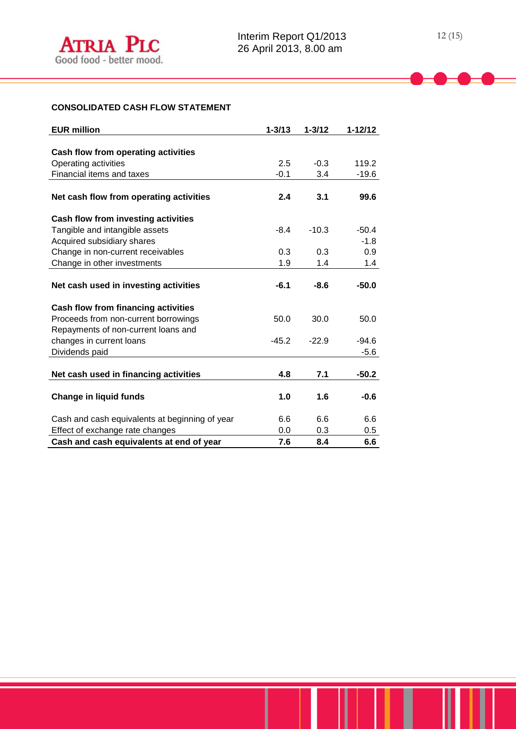**CONSOLIDATED CASH FLOW STATEMENT**

| EUR million | 1-3/13 | 1-3/12 | 1-12/12 |
|---|---|---|---|
| **Cash flow from operating activities** | | | |
| Operating activities | 2.5 | -0.3 | 119.2 |
| Financial items and taxes | -0.1 | 3.4 | -19.6 |
| **Net cash flow from operating activities** | **2.4** | **3.1** | **99.6** |
| **Cash flow from investing activities** | | | |
| Tangible and intangible assets | -8.4 | -10.3 | -50.4 |
| Acquired subsidiary shares | | | -1.8 |
| Change in non-current receivables | 0.3 | 0.3 | 0.9 |
| Change in other investments | 1.9 | 1.4 | 1.4 |
| **Net cash used in investing activities** | **-6.1** | **-8.6** | **-50.0** |
| **Cash flow from financing activities** | | | |
| Proceeds from non-current borrowings | 50.0 | 30.0 | 50.0 |
| Repayments of non-current loans and changes in current loans | -45.2 | -22.9 | -94.6 |
| Dividends paid | | | -5.6 |
| **Net cash used in financing activities** | **4.8** | **7.1** | **-50.2** |
| **Change in liquid funds** | **1.0** | **1.6** | **-0.6** |
| Cash and cash equivalents at beginning of year | 6.6 | 6.6 | 6.6 |
| Effect of exchange rate changes | 0.0 | 0.3 | 0.5 |
| **Cash and cash equivalents at end of year** | **7.6** | **8.4** | **6.6** |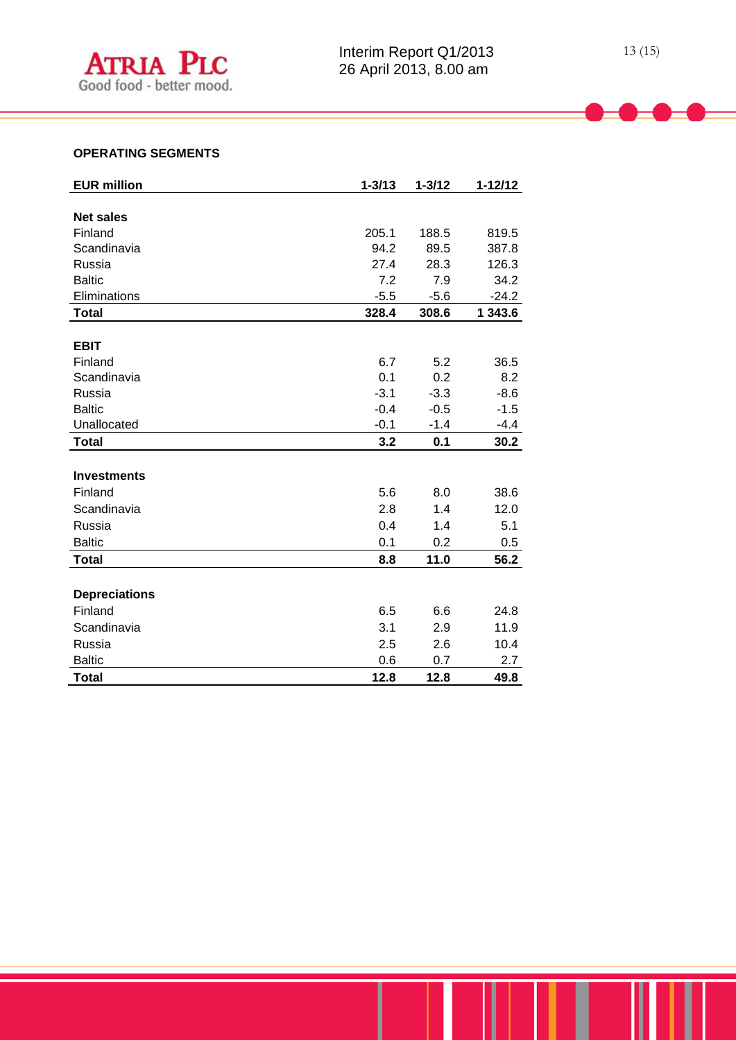## OPERATING SEGMENTS

| EUR million | 1-3/13 | 1-3/12 | 1-12/12 |
|---|---|---|---|
| **Net sales** | | | |
| Finland | 205.1 | 188.5 | 819.5 |
| Scandinavia | 94.2 | 89.5 | 387.8 |
| Russia | 27.4 | 28.3 | 126.3 |
| Baltic | 7.2 | 7.9 | 34.2 |
| Eliminations | -5.5 | -5.6 | -24.2 |
| **Total** | **328.4** | **308.6** | **1 343.6** |
| **EBIT** | | | |
| Finland | 6.7 | 5.2 | 36.5 |
| Scandinavia | 0.1 | 0.2 | 8.2 |
| Russia | -3.1 | -3.3 | -8.6 |
| Baltic | -0.4 | -0.5 | -1.5 |
| Unallocated | -0.1 | -1.4 | -4.4 |
| **Total** | **3.2** | **0.1** | **30.2** |
| **Investments** | | | |
| Finland | 5.6 | 8.0 | 38.6 |
| Scandinavia | 2.8 | 1.4 | 12.0 |
| Russia | 0.4 | 1.4 | 5.1 |
| Baltic | 0.1 | 0.2 | 0.5 |
| **Total** | **8.8** | **11.0** | **56.2** |
| **Depreciations** | | | |
| Finland | 6.5 | 6.6 | 24.8 |
| Scandinavia | 3.1 | 2.9 | 11.9 |
| Russia | 2.5 | 2.6 | 10.4 |
| Baltic | 0.6 | 0.7 | 2.7 |
| **Total** | **12.8** | **12.8** | **49.8** |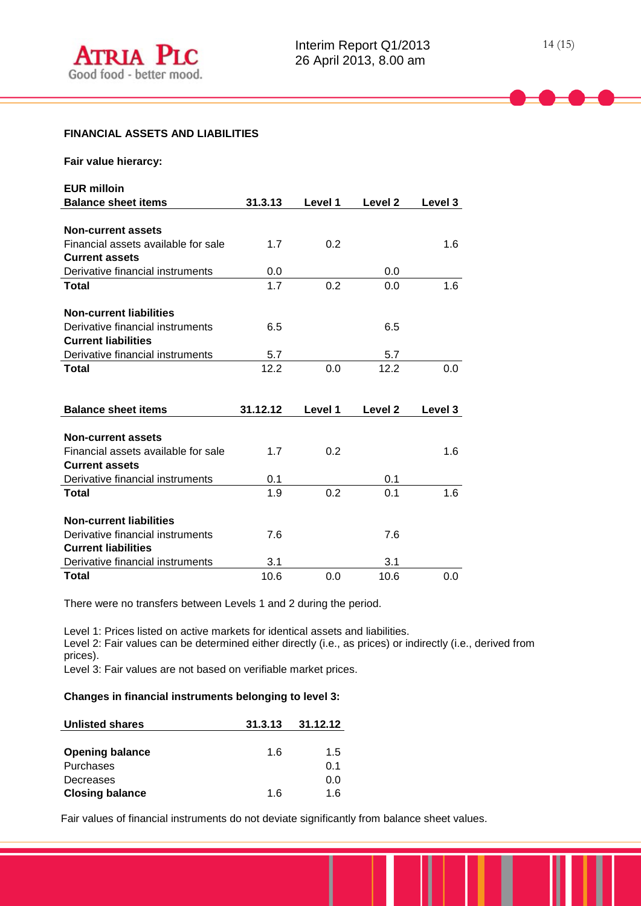**FINANCIAL ASSETS AND LIABILITIES**

**Fair value hierarcy:**

**EUR milloin**

| **Balance sheet items** | **31.3.13** | **Level 1** | **Level 2** | **Level 3** |
|---|---|---|---|---|
| **Non-current assets** | | | | |
| Financial assets available for sale | 1.7 | 0.2 | | 1.6 |
| **Current assets** | | | | |
| Derivative financial instruments | 0.0 | | 0.0 | |
| **Total** | 1.7 | 0.2 | 0.0 | 1.6 |
| **Non-current liabilities** | | | | |
| Derivative financial instruments | 6.5 | | 6.5 | |
| **Current liabilities** | | | | |
| Derivative financial instruments | 5.7 | | 5.7 | |
| **Total** | 12.2 | 0.0 | 12.2 | 0.0 |

| **Balance sheet items** | **31.12.12** | **Level 1** | **Level 2** | **Level 3** |
|---|---|---|---|---|
| **Non-current assets** | | | | |
| Financial assets available for sale | 1.7 | 0.2 | | 1.6 |
| **Current assets** | | | | |
| Derivative financial instruments | 0.1 | | 0.1 | |
| **Total** | 1.9 | 0.2 | 0.1 | 1.6 |
| **Non-current liabilities** | | | | |
| Derivative financial instruments | 7.6 | | 7.6 | |
| **Current liabilities** | | | | |
| Derivative financial instruments | 3.1 | | 3.1 | |
| **Total** | 10.6 | 0.0 | 10.6 | 0.0 |

There were no transfers between Levels 1 and 2 during the period.

Level 1: Prices listed on active markets for identical assets and liabilities.
Level 2: Fair values can be determined either directly (i.e., as prices) or indirectly (i.e., derived from prices).
Level 3: Fair values are not based on verifiable market prices.

**Changes in financial instruments belonging to level 3:**

| **Unlisted shares** | **31.3.13** | **31.12.12** |
|---|---|---|
| **Opening balance** | 1.6 | 1.5 |
| Purchases | | 0.1 |
| Decreases | | 0.0 |
| **Closing balance** | 1.6 | 1.6 |

Fair values of financial instruments do not deviate significantly from balance sheet values.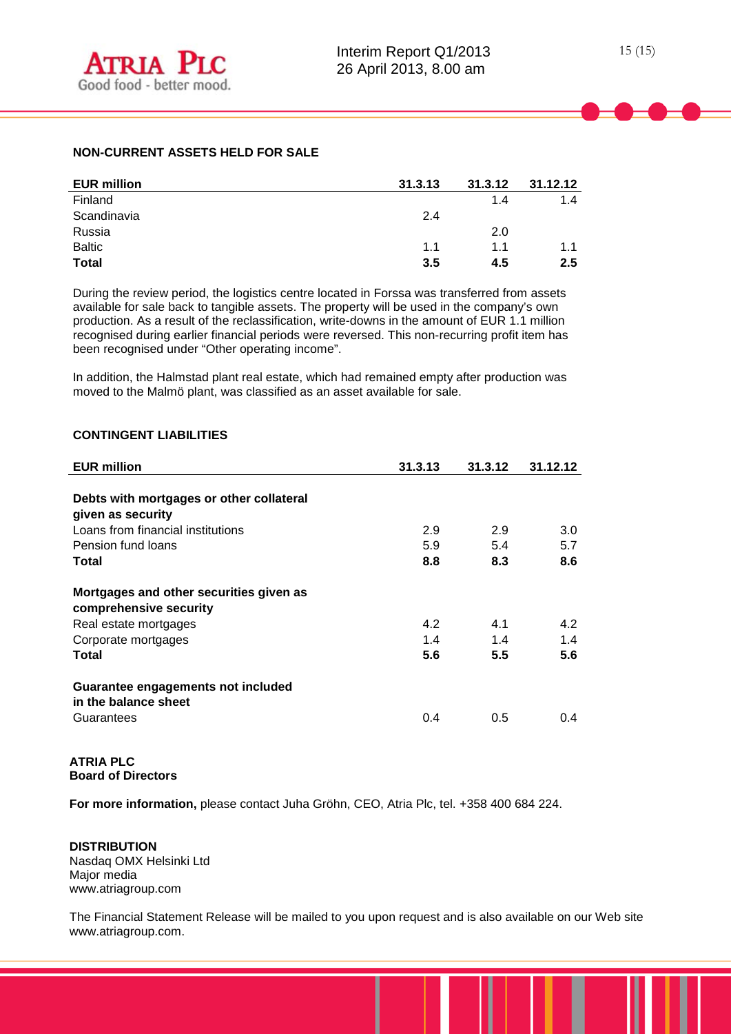## NON-CURRENT ASSETS HELD FOR SALE

| EUR million | 31.3.13 | 31.3.12 | 31.12.12 |
|---|---|---|---|
| Finland | | 1.4 | 1.4 |
| Scandinavia | 2.4 | | |
| Russia | | 2.0 | |
| Baltic | 1.1 | 1.1 | 1.1 |
| **Total** | **3.5** | **4.5** | **2.5** |

During the review period, the logistics centre located in Forssa was transferred from assets available for sale back to tangible assets. The property will be used in the company's own production. As a result of the reclassification, write-downs in the amount of EUR 1.1 million recognised during earlier financial periods were reversed. This non-recurring profit item has been recognised under "Other operating income".

In addition, the Halmstad plant real estate, which had remained empty after production was moved to the Malmö plant, was classified as an asset available for sale.

## CONTINGENT LIABILITIES

| EUR million | 31.3.13 | 31.3.12 | 31.12.12 |
|---|---|---|---|
| **Debts with mortgages or other collateral given as security** | | | |
| Loans from financial institutions | 2.9 | 2.9 | 3.0 |
| Pension fund loans | 5.9 | 5.4 | 5.7 |
| **Total** | **8.8** | **8.3** | **8.6** |
| **Mortgages and other securities given as comprehensive security** | | | |
| Real estate mortgages | 4.2 | 4.1 | 4.2 |
| Corporate mortgages | 1.4 | 1.4 | 1.4 |
| **Total** | **5.6** | **5.5** | **5.6** |
| **Guarantee engagements not included in the balance sheet** | | | |
| Guarantees | 0.4 | 0.5 | 0.4 |

**ATRIA PLC**
**Board of Directors**

**For more information,** please contact Juha Gröhn, CEO, Atria Plc, tel. +358 400 684 224.

**DISTRIBUTION**
Nasdaq OMX Helsinki Ltd
Major media
www.atriagroup.com

The Financial Statement Release will be mailed to you upon request and is also available on our Web site www.atriagroup.com.